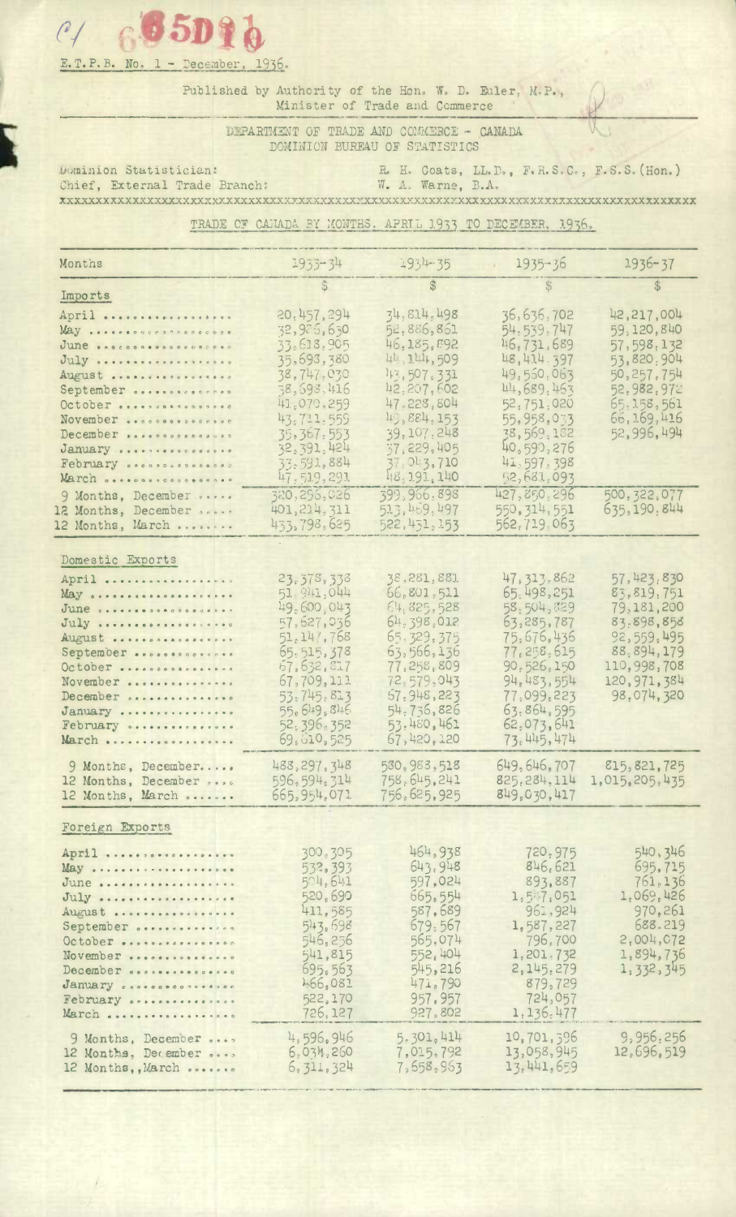C1 65D10

E.T.P.B. No. 1 - December, 1936.

Published by Authority of the Hon. W. D. Euler, M.P.,
Minister of Trade and Commerce

DEPARTMENT OF TRADE AND COMMERCE - CANADA
DOMINION BUREAU OF STATISTICS

Dominion Statistician: R. H. Coats, LL.D., F.R.S.C., F.S.S.(Hon.)
Chief, External Trade Branch: W. A. Warne, B.A.

## TRADE OF CANADA BY MONTHS, APRIL 1933 TO DECEMBER, 1936.

| Months | 1933-34 | 1934-35 | 1935-36 | 1936-37 |
|---|---|---|---|---|
| | $ | $ | $ | $ |
| **Imports** | | | | |
| April | 20,457,294 | 34,814,498 | 36,636,702 | 42,217,004 |
| May | 32,986,630 | 52,886,861 | 54,539,747 | 59,120,840 |
| June | 33,618,905 | 46,185,892 | 46,731,689 | 57,598,132 |
| July | 35,693,380 | 44,144,509 | 48,414,397 | 53,820,904 |
| August | 38,747,030 | 43,507,331 | 49,550,063 | 50,257,754 |
| September | 38,598,416 | 42,207,602 | 44,689,463 | 52,982,972 |
| October | 41,070,259 | 47,228,804 | 52,751,020 | 65,158,561 |
| November | 43,711,559 | 49,884,153 | 55,958,073 | 66,169,416 |
| December | 35,367,553 | 39,107,248 | 38,569,182 | 52,996,494 |
| January | 32,391,424 | 37,229,405 | 40,590,276 | |
| February | 33,591,884 | 37,043,710 | 41,597,398 | |
| March | 47,519,291 | 48,191,140 | 52,681,093 | |
| 9 Months, December | 320,296,026 | 399,966,898 | 427,850,296 | 500,322,077 |
| 12 Months, December | 401,214,311 | 513,469,497 | 550,314,551 | 635,190,844 |
| 12 Months, March | 433,798,625 | 522,431,153 | 562,719,063 | |
| **Domestic Exports** | | | | |
| April | 23,378,338 | 38,281,881 | 47,313,862 | 57,423,830 |
| May | 51,941,044 | 66,801,511 | 65,498,251 | 83,819,751 |
| June | 49,600,043 | 64,825,528 | 58,504,329 | 79,181,200 |
| July | 57,627,036 | 64,398,012 | 63,285,787 | 83,898,858 |
| August | 51,147,768 | 65,329,375 | 75,676,436 | 92,559,495 |
| September | 65,515,378 | 63,566,136 | 77,258,615 | 88,894,179 |
| October | 67,632,817 | 77,258,809 | 90,526,150 | 110,998,708 |
| November | 67,709,111 | 72,579,043 | 94,483,554 | 120,971,384 |
| December | 53,745,813 | 67,948,223 | 77,099,223 | 98,074,320 |
| January | 55,649,846 | 54,736,826 | 63,864,595 | |
| February | 52,396,352 | 53,480,461 | 62,073,641 | |
| March | 69,610,525 | 67,420,120 | 73,445,474 | |
| 9 Months, December | 488,297,348 | 580,988,518 | 649,646,707 | 815,821,725 |
| 12 Months, December | 596,594,314 | 758,645,241 | 825,284,114 | 1,015,205,435 |
| 12 Months, March | 665,954,071 | 756,625,925 | 849,030,417 | |
| **Foreign Exports** | | | | |
| April | 300,305 | 464,938 | 720,975 | 540,346 |
| May | 532,393 | 643,948 | 846,621 | 695,715 |
| June | 594,641 | 597,024 | 893,887 | 761,136 |
| July | 520,690 | 665,554 | 1,547,051 | 1,069,426 |
| August | 411,585 | 587,689 | 961,924 | 970,261 |
| September | 543,698 | 679,567 | 1,587,227 | 688,219 |
| October | 546,256 | 565,074 | 796,700 | 2,004,072 |
| November | 541,815 | 552,404 | 1,201,732 | 1,894,736 |
| December | 695,563 | 545,216 | 2,145,279 | 1,332,345 |
| January | 466,081 | 471,790 | 879,729 | |
| February | 522,170 | 957,957 | 724,057 | |
| March | 726,127 | 927,802 | 1,136,477 | |
| 9 Months, December | 4,596,946 | 5,301,414 | 10,701,396 | 9,956,256 |
| 12 Months, December | 6,034,260 | 7,015,792 | 13,058,945 | 12,696,519 |
| 12 Months, March | 6,311,324 | 7,658,963 | 13,441,659 | |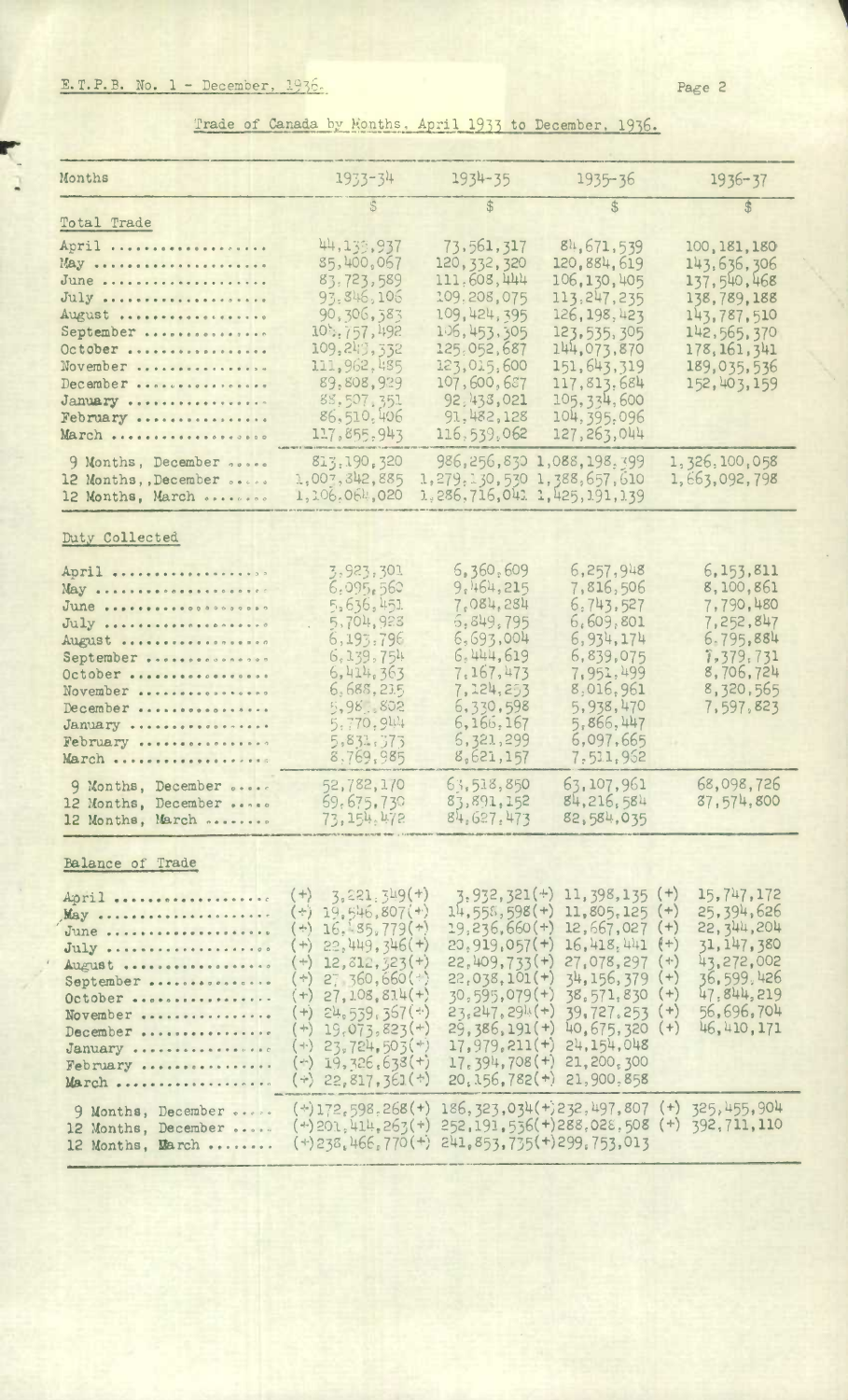E.T.P.B. No. 1 - December, 1936.

## Trade of Canada by Months, April 1933 to December, 1936.

| Months | 1933-34 | 1934-35 | 1935-36 | 1936-37 |
|---|---|---|---|---|
| | $ | $ | $ | $ |
| **Total Trade** | | | | |
| April | 44,133,937 | 73,561,317 | 84,671,539 | 100,181,180 |
| May | 85,400,067 | 120,332,320 | 120,884,619 | 143,636,306 |
| June | 83,723,589 | 111,608,444 | 106,130,405 | 137,540,468 |
| July | 93,846,106 | 109,208,075 | 113,247,235 | 138,789,188 |
| August | 90,306,383 | 109,424,395 | 126,198,423 | 143,787,510 |
| September | 104,757,492 | 106,453,305 | 123,535,305 | 142,565,370 |
| October | 109,243,332 | 125,052,687 | 144,073,870 | 178,161,341 |
| November | 111,962,485 | 123,015,600 | 151,643,319 | 189,035,536 |
| December | 89,808,929 | 107,600,687 | 117,813,684 | 152,403,159 |
| January | 88,507,351 | 92,433,021 | 105,334,600 | |
| February | 86,510,406 | 91,482,128 | 104,395,096 | |
| March | 117,855,943 | 116,539,062 | 127,263,044 | |
| 9 Months, December | 813,190,320 | 986,256,830 | 1,088,198,399 | 1,326,100,058 |
| 12 Months, December | 1,007,342,885 | 1,279,130,530 | 1,388,657,610 | 1,663,092,798 |
| 12 Months, March | 1,106,064,020 | 1,286,716,041 | 1,425,191,139 | |
| **Duty Collected** | | | | |
| April | 3,923,301 | 6,360,609 | 6,257,948 | 6,153,811 |
| May | 6,095,560 | 9,464,215 | 7,816,506 | 8,100,861 |
| June | 5,636,451 | 7,084,284 | 6,743,527 | 7,790,480 |
| July | 5,704,928 | 6,849,795 | 6,609,801 | 7,252,847 |
| August | 6,193,796 | 6,693,004 | 6,934,174 | 6,795,884 |
| September | 6,139,754 | 6,444,619 | 6,839,075 | 7,379,731 |
| October | 6,414,363 | 7,167,473 | 7,951,499 | 8,706,724 |
| November | 6,688,215 | 7,124,253 | 8,016,961 | 8,320,565 |
| December | 5,985,802 | 6,330,598 | 5,938,470 | 7,597,823 |
| January | 5,770,944 | 6,166,167 | 5,866,447 | |
| February | 5,831,373 | 6,321,299 | 6,097,665 | |
| March | 8,769,985 | 8,621,157 | 7,511,962 | |
| 9 Months, December | 52,782,170 | 63,518,850 | 63,107,961 | 68,098,726 |
| 12 Months, December | 69,675,730 | 83,891,152 | 84,216,584 | 87,574,800 |
| 12 Months, March | 73,154,472 | 84,627,473 | 82,584,035 | |
| **Balance of Trade** | | | | |
| April | (+) 3,221,349(+) | 3,932,321(+) | 11,398,135 (+) | 15,747,172 |
| May | (+) 19,546,807(+) | 14,556,598(+) | 11,805,125 (+) | 25,394,626 |
| June | (+) 16,435,779(+) | 19,236,660(+) | 12,667,027 (+) | 22,344,204 |
| July | (+) 22,449,346(+) | 20,919,057(+) | 16,418,441 (+) | 31,147,380 |
| August | (+) 12,812,323(+) | 22,409,733(+) | 27,078,297 (+) | 43,272,002 |
| September | (+) 27,360,660(+) | 22,038,101(+) | 34,156,379 (+) | 36,599,426 |
| October | (+) 27,108,814(+) | 30,595,079(+) | 38,571,830 (+) | 47,844,219 |
| November | (+) 24,539,367(+) | 23,247,294(+) | 39,727,253 (+) | 56,696,704 |
| December | (+) 19,073,823(+) | 29,386,191(+) | 40,675,320 (+) | 46,410,171 |
| January | (+) 23,724,503(+) | 17,979,211(+) | 24,154,048 | |
| February | (+) 19,326,638(+) | 17,394,708(+) | 21,200,300 | |
| March | (+) 22,817,361(+) | 20,156,782(+) | 21,900,858 | |
| 9 Months, December | (+)172,598,268(+) | 186,323,034(+) | 232,497,807 (+) | 325,455,904 |
| 12 Months, December | (+)201,414,263(+) | 252,191,536(+) | 288,028,508 (+) | 392,711,110 |
| 12 Months, March | (+)238,466,770(+) | 241,853,735(+) | 299,753,013 | |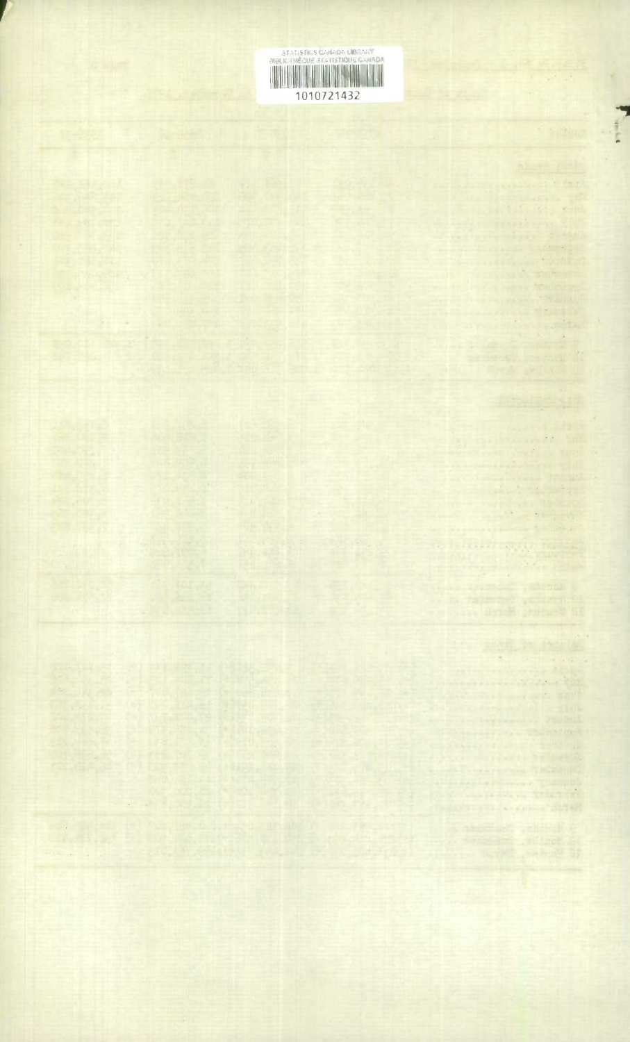STATISTICS CANADA LIBRARY
BIBLIOTHÈQUE STATISTIQUE CANADA

1010721432